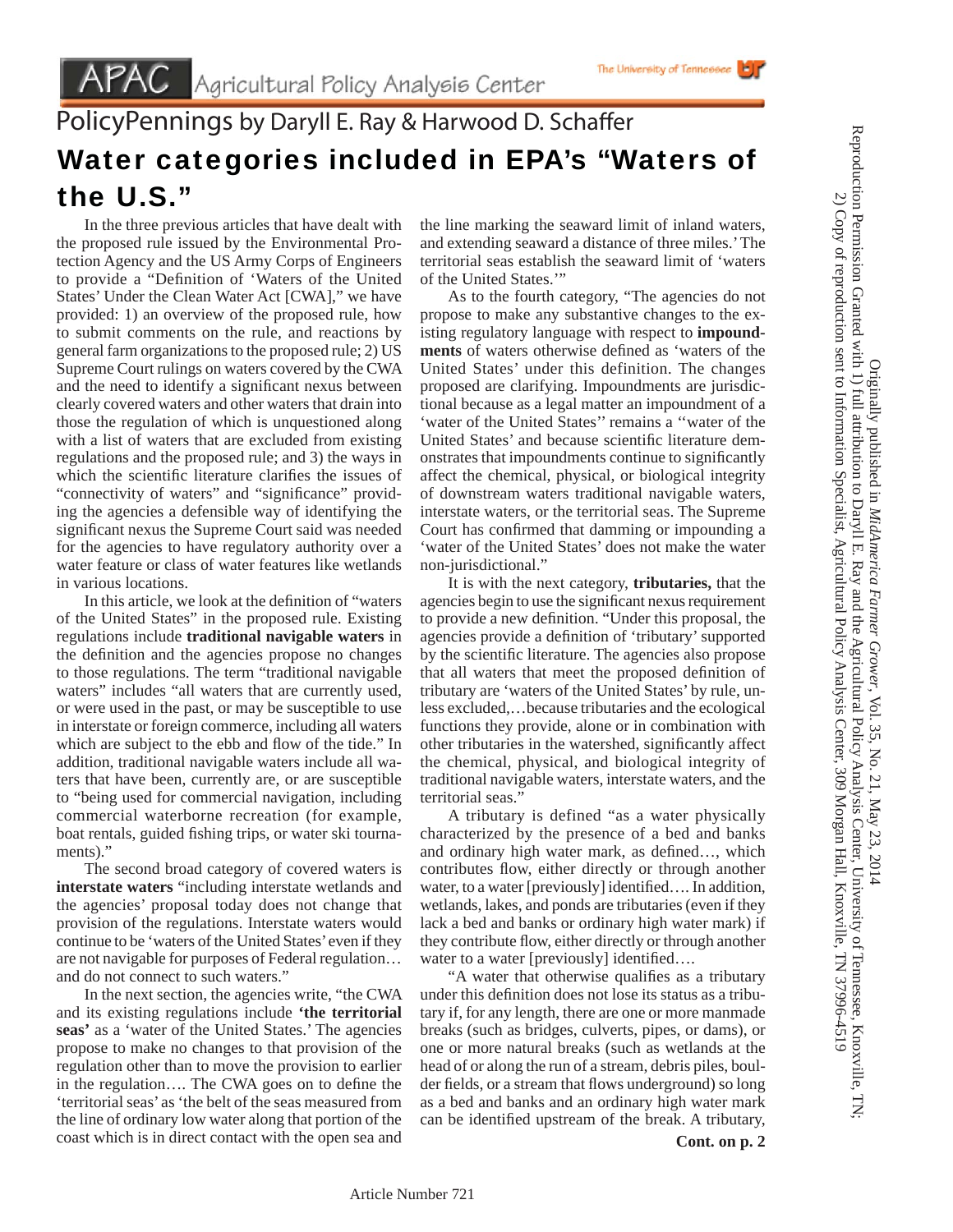# PolicyPennings by Daryll E. Ray & Harwood D. Schaffer

## Water categories included in EPA's "Waters of the U.S."

In the three previous articles that have dealt with the proposed rule issued by the Environmental Protection Agency and the US Army Corps of Engineers to provide a "Definition of 'Waters of the United States' Under the Clean Water Act [CWA]," we have provided: 1) an overview of the proposed rule, how to submit comments on the rule, and reactions by general farm organizations to the proposed rule; 2) US Supreme Court rulings on waters covered by the CWA and the need to identify a significant nexus between clearly covered waters and other waters that drain into those the regulation of which is unquestioned along with a list of waters that are excluded from existing regulations and the proposed rule; and 3) the ways in which the scientific literature clarifies the issues of "connectivity of waters" and "significance" providing the agencies a defensible way of identifying the significant nexus the Supreme Court said was needed for the agencies to have regulatory authority over a water feature or class of water features like wetlands in various locations.

In this article, we look at the definition of "waters of the United States" in the proposed rule. Existing regulations include **traditional navigable waters** in the definition and the agencies propose no changes to those regulations. The term "traditional navigable waters" includes "all waters that are currently used, or were used in the past, or may be susceptible to use in interstate or foreign commerce, including all waters which are subject to the ebb and flow of the tide." In addition, traditional navigable waters include all waters that have been, currently are, or are susceptible to "being used for commercial navigation, including commercial waterborne recreation (for example, boat rentals, guided fishing trips, or water ski tournaments)."

The second broad category of covered waters is **interstate waters** "including interstate wetlands and the agencies' proposal today does not change that provision of the regulations. Interstate waters would continue to be 'waters of the United States' even if they are not navigable for purposes of Federal regulation… and do not connect to such waters."

In the next section, the agencies write, "the CWA and its existing regulations include **'the territorial seas'** as a 'water of the United States.' The agencies propose to make no changes to that provision of the regulation other than to move the provision to earlier in the regulation…. The CWA goes on to define the 'territorial seas' as 'the belt of the seas measured from the line of ordinary low water along that portion of the coast which is in direct contact with the open sea and the line marking the seaward limit of inland waters, and extending seaward a distance of three miles.' The territorial seas establish the seaward limit of 'waters of the United States.'"

As to the fourth category, "The agencies do not propose to make any substantive changes to the existing regulatory language with respect to **impoundments** of waters otherwise defined as 'waters of the United States' under this definition. The changes proposed are clarifying. Impoundments are jurisdictional because as a legal matter an impoundment of a 'water of the United States'' remains a ''water of the United States' and because scientific literature demonstrates that impoundments continue to significantly affect the chemical, physical, or biological integrity of downstream waters traditional navigable waters, interstate waters, or the territorial seas. The Supreme Court has confirmed that damming or impounding a 'water of the United States' does not make the water non-jurisdictional."

It is with the next category, **tributaries,** that the agencies begin to use the significant nexus requirement to provide a new definition. "Under this proposal, the agencies provide a definition of 'tributary' supported by the scientific literature. The agencies also propose that all waters that meet the proposed definition of tributary are 'waters of the United States' by rule, unless excluded,…because tributaries and the ecological functions they provide, alone or in combination with other tributaries in the watershed, significantly affect the chemical, physical, and biological integrity of traditional navigable waters, interstate waters, and the territorial seas."

A tributary is defined "as a water physically characterized by the presence of a bed and banks and ordinary high water mark, as defined…, which contributes flow, either directly or through another water, to a water [previously] identified…. In addition, wetlands, lakes, and ponds are tributaries (even if they lack a bed and banks or ordinary high water mark) if they contribute flow, either directly or through another water to a water [previously] identified….

"A water that otherwise qualifies as a tributary under this definition does not lose its status as a tributary if, for any length, there are one or more manmade breaks (such as bridges, culverts, pipes, or dams), or one or more natural breaks (such as wetlands at the head of or along the run of a stream, debris piles, boulder fields, or a stream that flows underground) so long as a bed and banks and an ordinary high water mark can be identified upstream of the break. A tributary,

**Cont. on p. 2**

Originally published in *MidAmerica Farmer Grower*, Vol. 35, No. 21, May 23, 2014
Reproduction Permission Granted with 1) full attribution to Daryll E. Ray and the Agricultural Policy Analysis Center, University of Tennessee, Knoxville, TN;
2) Copy of reproduction sent to Information Specialist, Agricultural Policy Analysis Center, 309 Morgan Hall, Knoxville, TN 37996-4519

Article Number 721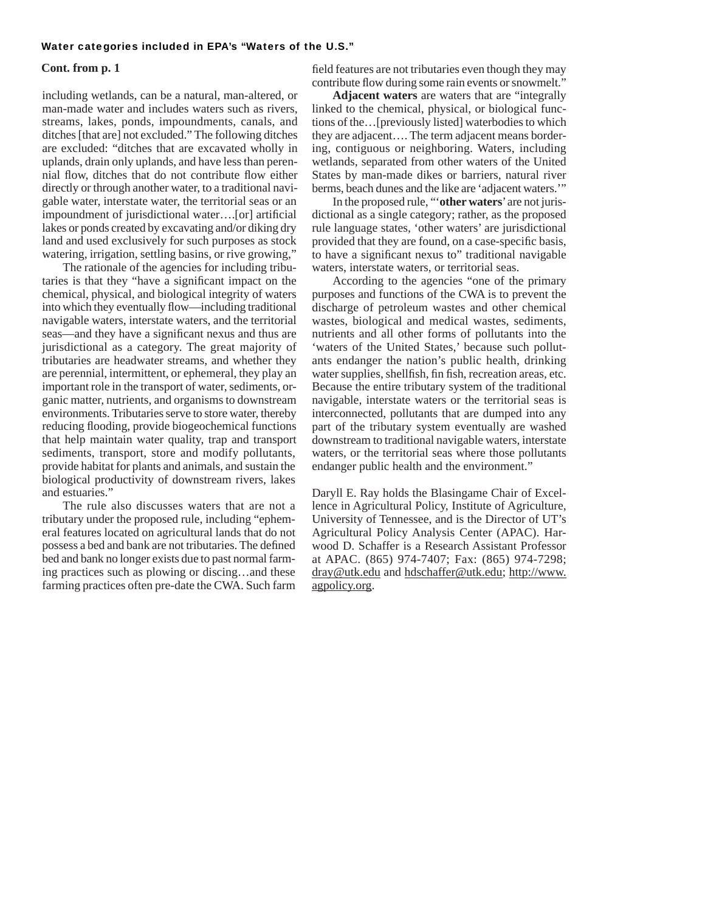## Water categories included in EPA's "Waters of the U.S."

**Cont. from p. 1**

including wetlands, can be a natural, man-altered, or man-made water and includes waters such as rivers, streams, lakes, ponds, impoundments, canals, and ditches [that are] not excluded." The following ditches are excluded: "ditches that are excavated wholly in uplands, drain only uplands, and have less than perennial flow, ditches that do not contribute flow either directly or through another water, to a traditional navigable water, interstate water, the territorial seas or an impoundment of jurisdictional water….[or] artificial lakes or ponds created by excavating and/or diking dry land and used exclusively for such purposes as stock watering, irrigation, settling basins, or rive growing,"

The rationale of the agencies for including tributaries is that they "have a significant impact on the chemical, physical, and biological integrity of waters into which they eventually flow—including traditional navigable waters, interstate waters, and the territorial seas—and they have a significant nexus and thus are jurisdictional as a category. The great majority of tributaries are headwater streams, and whether they are perennial, intermittent, or ephemeral, they play an important role in the transport of water, sediments, organic matter, nutrients, and organisms to downstream environments. Tributaries serve to store water, thereby reducing flooding, provide biogeochemical functions that help maintain water quality, trap and transport sediments, transport, store and modify pollutants, provide habitat for plants and animals, and sustain the biological productivity of downstream rivers, lakes and estuaries."

The rule also discusses waters that are not a tributary under the proposed rule, including "ephemeral features located on agricultural lands that do not possess a bed and bank are not tributaries. The defined bed and bank no longer exists due to past normal farming practices such as plowing or discing…and these farming practices often pre-date the CWA. Such farm field features are not tributaries even though they may contribute flow during some rain events or snowmelt."

**Adjacent waters** are waters that are "integrally linked to the chemical, physical, or biological functions of the…[previously listed] waterbodies to which they are adjacent…. The term adjacent means bordering, contiguous or neighboring. Waters, including wetlands, separated from other waters of the United States by man-made dikes or barriers, natural river berms, beach dunes and the like are 'adjacent waters.'"

In the proposed rule, "'**other waters**' are not jurisdictional as a single category; rather, as the proposed rule language states, 'other waters' are jurisdictional provided that they are found, on a case-specific basis, to have a significant nexus to" traditional navigable waters, interstate waters, or territorial seas.

According to the agencies "one of the primary purposes and functions of the CWA is to prevent the discharge of petroleum wastes and other chemical wastes, biological and medical wastes, sediments, nutrients and all other forms of pollutants into the 'waters of the United States,' because such pollutants endanger the nation's public health, drinking water supplies, shellfish, fin fish, recreation areas, etc. Because the entire tributary system of the traditional navigable, interstate waters or the territorial seas is interconnected, pollutants that are dumped into any part of the tributary system eventually are washed downstream to traditional navigable waters, interstate waters, or the territorial seas where those pollutants endanger public health and the environment."

Daryll E. Ray holds the Blasingame Chair of Excellence in Agricultural Policy, Institute of Agriculture, University of Tennessee, and is the Director of UT's Agricultural Policy Analysis Center (APAC). Harwood D. Schaffer is a Research Assistant Professor at APAC. (865) 974-7407; Fax: (865) 974-7298; dray@utk.edu and hdschaffer@utk.edu; http://www.agpolicy.org.